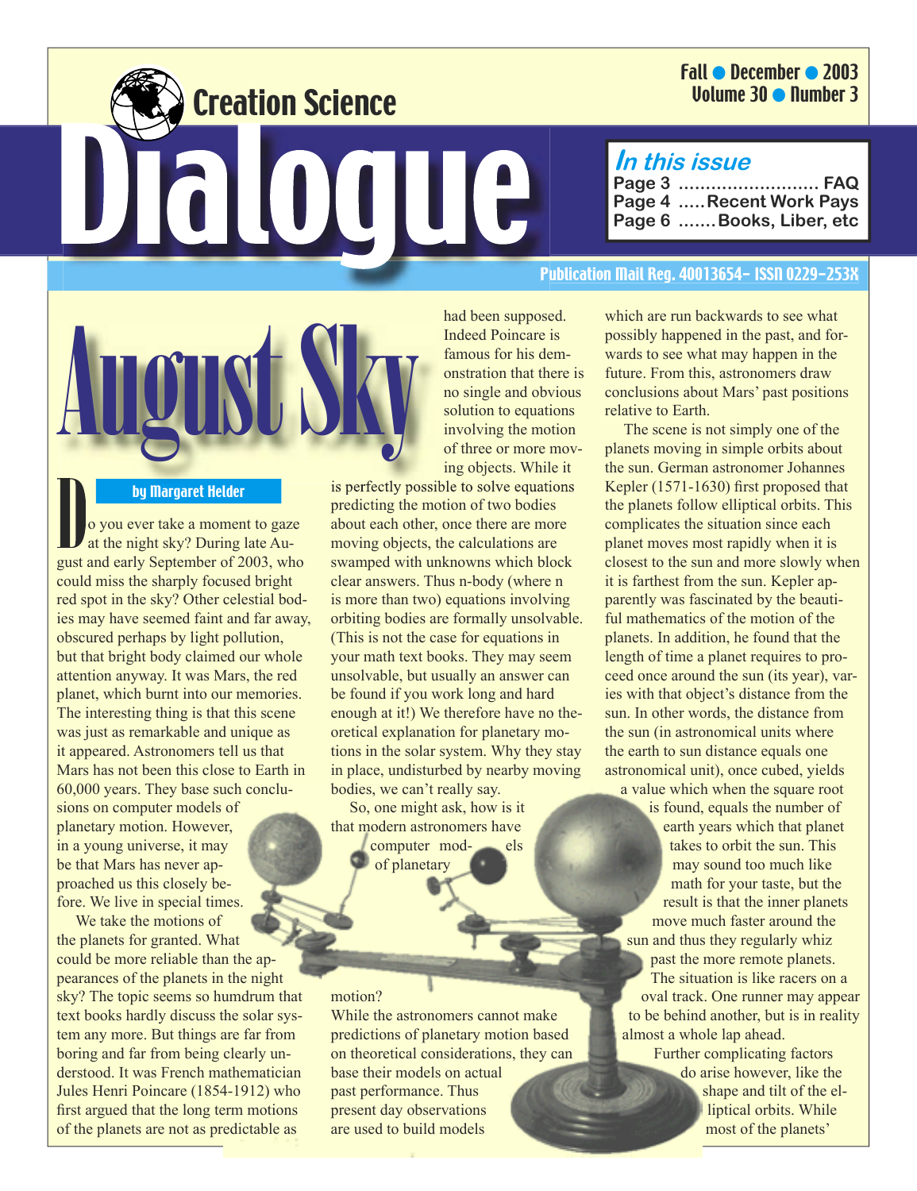# Creation Science Dialogue

Fall ● December ● 2003
Volume 30 ● Number 3

*In this issue*

- Page 3 .......................... FAQ
- Page 4 ..... Recent Work Pays
- Page 6 ....... Books, Liber, etc

Publication Mail Reg. 40013654– ISSN 0229-253X

# August Sky

**by Margaret Helder**

Do you ever take a moment to gaze at the night sky? During late August and early September of 2003, who could miss the sharply focused bright red spot in the sky? Other celestial bodies may have seemed faint and far away, obscured perhaps by light pollution, but that bright body claimed our whole attention anyway. It was Mars, the red planet, which burnt into our memories. The interesting thing is that this scene was just as remarkable and unique as it appeared. Astronomers tell us that Mars has not been this close to Earth in 60,000 years. They base such conclusions on computer models of planetary motion. However, in a young universe, it may be that Mars has never approached us this closely before. We live in special times.

We take the motions of the planets for granted. What could be more reliable than the appearances of the planets in the night sky? The topic seems so humdrum that text books hardly discuss the solar system any more. But things are far from boring and far from being clearly understood. It was French mathematician Jules Henri Poincare (1854-1912) who first argued that the long term motions of the planets are not as predictable as had been supposed. Indeed Poincare is famous for his demonstration that there is no single and obvious solution to equations involving the motion of three or more moving objects. While it is perfectly possible to solve equations predicting the motion of two bodies about each other, once there are more moving objects, the calculations are swamped with unknowns which block clear answers. Thus n-body (where n is more than two) equations involving orbiting bodies are formally unsolvable. (This is not the case for equations in your math text books. They may seem unsolvable, but usually an answer can be found if you work long and hard enough at it!) We therefore have no theoretical explanation for planetary motions in the solar system. Why they stay in place, undisturbed by nearby moving bodies, we can't really say.

So, one might ask, how is it that modern astronomers have computer models of planetary motion? While the astronomers cannot make predictions of planetary motion based on theoretical considerations, they can base their models on actual past performance. Thus present day observations are used to build models which are run backwards to see what possibly happened in the past, and forwards to see what may happen in the future. From this, astronomers draw conclusions about Mars' past positions relative to Earth.

The scene is not simply one of the planets moving in simple orbits about the sun. German astronomer Johannes Kepler (1571-1630) first proposed that the planets follow elliptical orbits. This complicates the situation since each planet moves most rapidly when it is closest to the sun and more slowly when it is farthest from the sun. Kepler apparently was fascinated by the beautiful mathematics of the motion of the planets. In addition, he found that the length of time a planet requires to proceed once around the sun (its year), varies with that object's distance from the sun. In other words, the distance from the sun (in astronomical units where the earth to sun distance equals one astronomical unit), once cubed, yields a value which when the square root is found, equals the number of earth years which that planet takes to orbit the sun. This may sound too much like math for your taste, but the result is that the inner planets move much faster around the sun and thus they regularly whiz past the more remote planets. The situation is like racers on a oval track. One runner may appear to be behind another, but is in reality almost a whole lap ahead.

Further complicating factors do arise however, like the shape and tilt of the elliptical orbits. While most of the planets'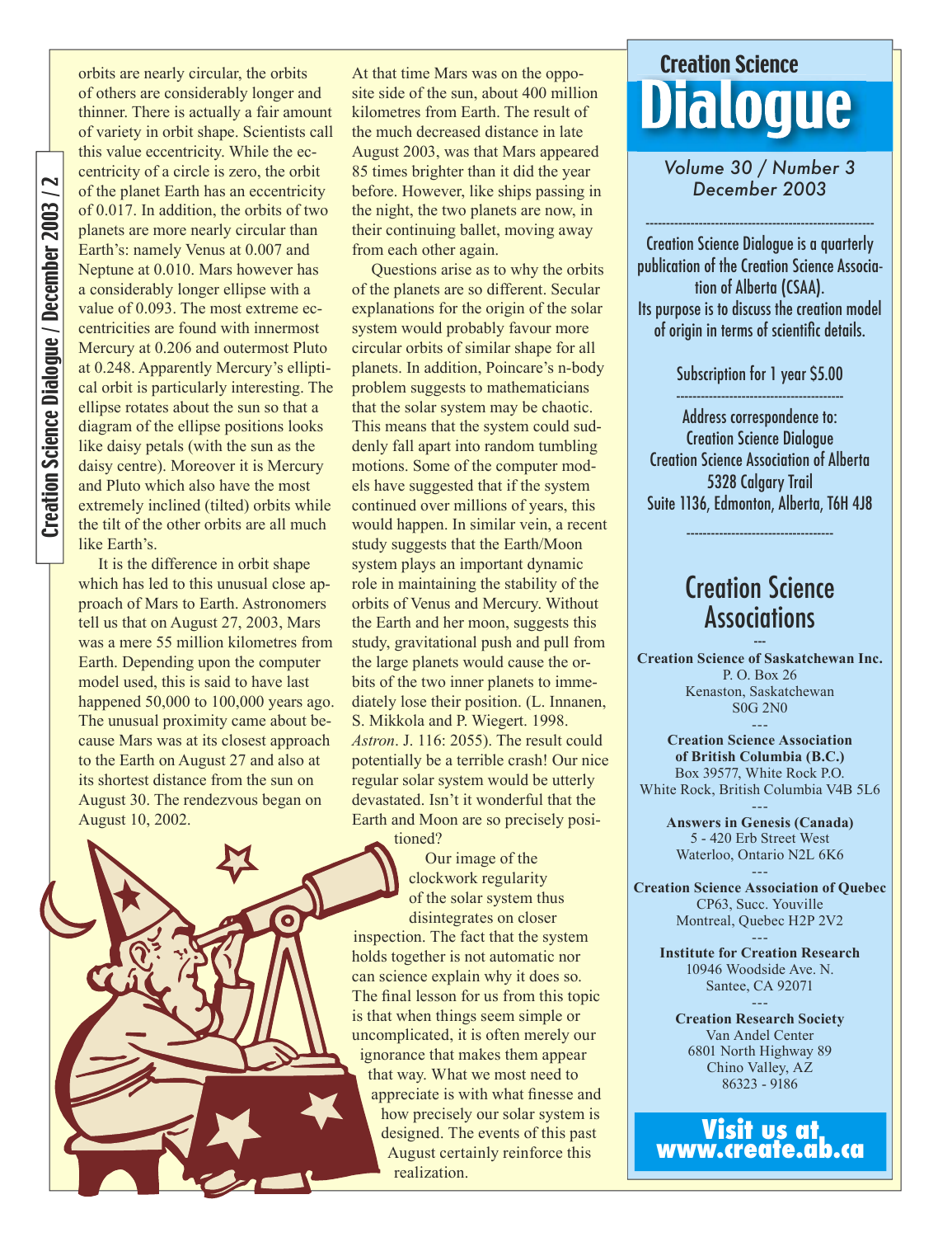orbits are nearly circular, the orbits of others are considerably longer and thinner. There is actually a fair amount of variety in orbit shape. Scientists call this value eccentricity. While the eccentricity of a circle is zero, the orbit of the planet Earth has an eccentricity of 0.017. In addition, the orbits of two planets are more nearly circular than Earth's: namely Venus at 0.007 and Neptune at 0.010. Mars however has a considerably longer ellipse with a value of 0.093. The most extreme eccentricities are found with innermost Mercury at 0.206 and outermost Pluto at 0.248. Apparently Mercury's elliptical orbit is particularly interesting. The ellipse rotates about the sun so that a diagram of the ellipse positions looks like daisy petals (with the sun as the daisy centre). Moreover it is Mercury and Pluto which also have the most extremely inclined (tilted) orbits while the tilt of the other orbits are all much like Earth's.

It is the difference in orbit shape which has led to this unusual close approach of Mars to Earth. Astronomers tell us that on August 27, 2003, Mars was a mere 55 million kilometres from Earth. Depending upon the computer model used, this is said to have last happened 50,000 to 100,000 years ago. The unusual proximity came about because Mars was at its closest approach to the Earth on August 27 and also at its shortest distance from the sun on August 30. The rendezvous began on August 10, 2002.

At that time Mars was on the opposite side of the sun, about 400 million kilometres from Earth. The result of the much decreased distance in late August 2003, was that Mars appeared 85 times brighter than it did the year before. However, like ships passing in the night, the two planets are now, in their continuing ballet, moving away from each other again.

Questions arise as to why the orbits of the planets are so different. Secular explanations for the origin of the solar system would probably favour more circular orbits of similar shape for all planets. In addition, Poincare's n-body problem suggests to mathematicians that the solar system may be chaotic. This means that the system could suddenly fall apart into random tumbling motions. Some of the computer models have suggested that if the system continued over millions of years, this would happen. In similar vein, a recent study suggests that the Earth/Moon system plays an important dynamic role in maintaining the stability of the orbits of Venus and Mercury. Without the Earth and her moon, suggests this study, gravitational push and pull from the large planets would cause the orbits of the two inner planets to immediately lose their position. (L. Innanen, S. Mikkola and P. Wiegert. 1998. *Astron*. J. 116: 2055). The result could potentially be a terrible crash! Our nice regular solar system would be utterly devastated. Isn't it wonderful that the Earth and Moon are so precisely positioned?

Our image of the clockwork regularity of the solar system thus disintegrates on closer inspection. The fact that the system holds together is not automatic nor can science explain why it does so. The final lesson for us from this topic is that when things seem simple or uncomplicated, it is often merely our ignorance that makes them appear that way. What we most need to appreciate is with what finesse and how precisely our solar system is designed. The events of this past August certainly reinforce this realization.

---

# Creation Science Dialogue

Volume 30 / Number 3
December 2003

Creation Science Dialogue is a quarterly publication of the Creation Science Association of Alberta (CSAA). Its purpose is to discuss the creation model of origin in terms of scientific details.

Subscription for 1 year $5.00

Address correspondence to:
Creation Science Dialogue
Creation Science Association of Alberta
5328 Calgary Trail
Suite 1136, Edmonton, Alberta, T6H 4J8

## Creation Science Associations

**Creation Science of Saskatchewan Inc.**
P. O. Box 26
Kenaston, Saskatchewan
S0G 2N0

**Creation Science Association of British Columbia (B.C.)**
Box 39577, White Rock P.O.
White Rock, British Columbia V4B 5L6

**Answers in Genesis (Canada)**
5 - 420 Erb Street West
Waterloo, Ontario N2L 6K6

**Creation Science Association of Quebec**
CP63, Succ. Youville
Montreal, Quebec H2P 2V2

**Institute for Creation Research**
10946 Woodside Ave. N.
Santee, CA 92071

**Creation Research Society**
Van Andel Center
6801 North Highway 89
Chino Valley, AZ
86323 - 9186

**Visit us at www.create.ab.ca**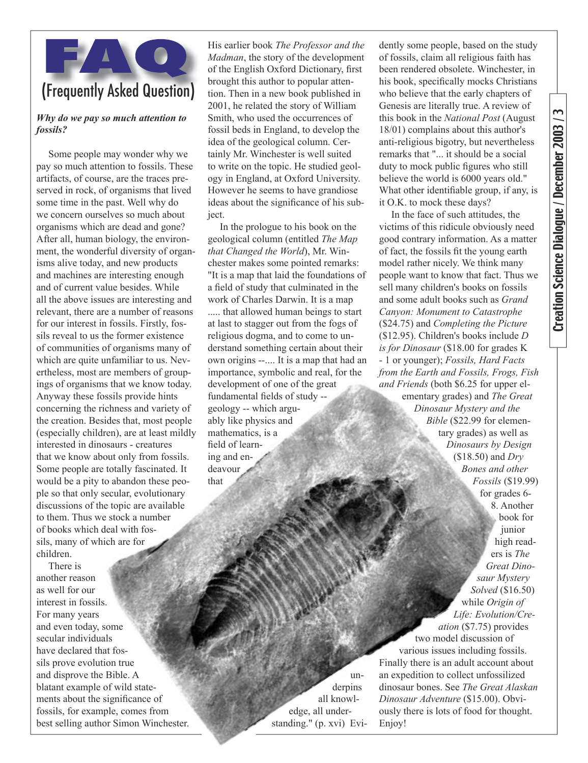# FAQ

## (Frequently Asked Question)

***Why do we pay so much attention to fossils?***

Some people may wonder why we pay so much attention to fossils. These artifacts, of course, are the traces preserved in rock, of organisms that lived some time in the past. Well why do we concern ourselves so much about organisms which are dead and gone? After all, human biology, the environment, the wonderful diversity of organisms alive today, and new products and machines are interesting enough and of current value besides. While all the above issues are interesting and relevant, there are a number of reasons for our interest in fossils. Firstly, fossils reveal to us the former existence of communities of organisms many of which are quite unfamiliar to us. Nevertheless, most are members of groupings of organisms that we know today. Anyway these fossils provide hints concerning the richness and variety of the creation. Besides that, most people (especially children), are at least mildly interested in dinosaurs - creatures that we know about only from fossils. Some people are totally fascinated. It would be a pity to abandon these people so that only secular, evolutionary discussions of the topic are available to them. Thus we stock a number of books which deal with fossils, many of which are for children.

There is another reason as well for our interest in fossils. For many years and even today, some secular individuals have declared that fossils prove evolution true and disprove the Bible. A blatant example of wild statements about the significance of fossils, for example, comes from best selling author Simon Winchester. His earlier book *The Professor and the Madman*, the story of the development of the English Oxford Dictionary, first brought this author to popular attention. Then in a new book published in 2001, he related the story of William Smith, who used the occurrences of fossil beds in England, to develop the idea of the geological column. Certainly Mr. Winchester is well suited to write on the topic. He studied geology in England, at Oxford University. However he seems to have grandiose ideas about the significance of his subject.

In the prologue to his book on the geological column (entitled *The Map that Changed the World*), Mr. Winchester makes some pointed remarks: "It is a map that laid the foundations of a field of study that culminated in the work of Charles Darwin. It is a map ..... that allowed human beings to start at last to stagger out from the fogs of religious dogma, and to come to understand something certain about their own origins --.... It is a map that had an importance, symbolic and real, for the development of one of the great fundamental fields of study -- geology -- which arguably like physics and mathematics, is a field of learning and endeavour that underpins all knowledge, all understanding." (p. xvi) Evidently some people, based on the study of fossils, claim all religious faith has been rendered obsolete. Winchester, in his book, specifically mocks Christians who believe that the early chapters of Genesis are literally true. A review of this book in the *National Post* (August 18/01) complains about this author's anti-religious bigotry, but nevertheless remarks that "... it should be a social duty to mock public figures who still believe the world is 6000 years old." What other identifiable group, if any, is it O.K. to mock these days?

In the face of such attitudes, the victims of this ridicule obviously need good contrary information. As a matter of fact, the fossils fit the young earth model rather nicely. We think many people want to know that fact. Thus we sell many children's books on fossils and some adult books such as *Grand Canyon: Monument to Catastrophe* ($24.75) and *Completing the Picture* ($12.95). Children's books include *D is for Dinosaur* ($18.00 for grades K - 1 or younger); *Fossils, Hard Facts from the Earth and Fossils, Frogs, Fish and Friends* (both $6.25 for upper elementary grades) and *The Great Dinosaur Mystery and the Bible* ($22.99 for elementary grades) as well as *Dinosaurs by Design* ($18.50) and *Dry Bones and other Fossils* ($19.99) for grades 6-8. Another book for junior high readers is *The Great Dinosaur Mystery Solved* ($16.50) while *Origin of Life: Evolution/Creation* ($7.75) provides two model discussion of various issues including fossils. Finally there is an adult account about an expedition to collect unfossilized dinosaur bones. See *The Great Alaskan Dinosaur Adventure* ($15.00). Obviously there is lots of food for thought. Enjoy!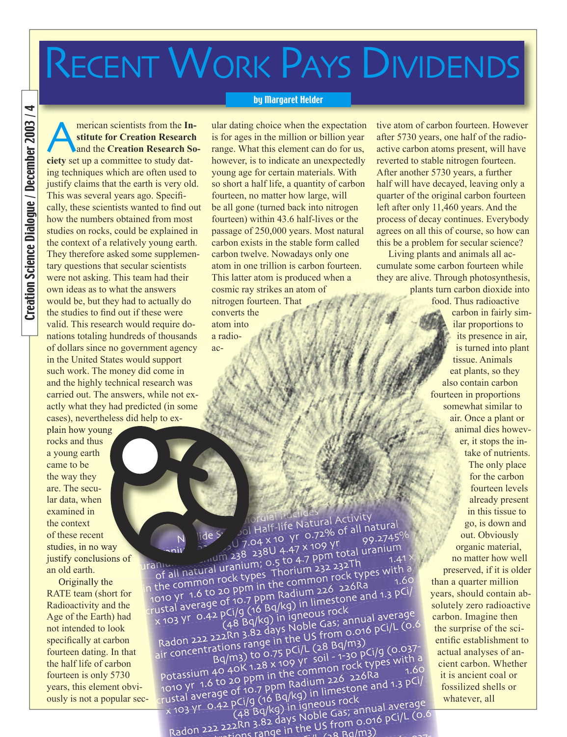# Recent Work Pays Dividends

by Margaret Helder

American scientists from the **Institute for Creation Research** and the **Creation Research Society** set up a committee to study dating techniques which are often used to justify claims that the earth is very old. This was several years ago. Specifically, these scientists wanted to find out how the numbers obtained from most studies on rocks, could be explained in the context of a relatively young earth. They therefore asked some supplementary questions that secular scientists were not asking. This team had their own ideas as to what the answers would be, but they had to actually do the studies to find out if these were valid. This research would require donations totaling hundreds of thousands of dollars since no government agency in the United States would support such work. The money did come in and the highly technical research was carried out. The answers, while not exactly what they had predicted (in some cases), nevertheless did help to explain how young rocks and thus a young earth came to be the way they are. The secular data, when examined in the context of these recent studies, in no way justify conclusions of an old earth.

Originally the RATE team (short for Radioactivity and the Age of the Earth) had not intended to look specifically at carbon fourteen dating. In that the half life of carbon fourteen is only 5730 years, this element obviously is not a popular secular dating choice when the expectation is for ages in the million or billion year range. What this element can do for us, however, is to indicate an unexpectedly young age for certain materials. With so short a half life, a quantity of carbon fourteen, no matter how large, will be all gone (turned back into nitrogen fourteen) within 43.6 half-lives or the passage of 250,000 years. Most natural carbon exists in the stable form called carbon twelve. Nowadays only one atom in one trillion is carbon fourteen. This latter atom is produced when a cosmic ray strikes an atom of nitrogen fourteen. That converts the atom into a radioactive atom of carbon fourteen. However after 5730 years, one half of the radioactive carbon atoms present, will have reverted to stable nitrogen fourteen. After another 5730 years, a further half will have decayed, leaving only a quarter of the original carbon fourteen left after only 11,460 years. And the process of decay continues. Everybody agrees on all this of course, so how can this be a problem for secular science?

Living plants and animals all accumulate some carbon fourteen while they are alive. Through photosynthesis, plants turn carbon dioxide into food. Thus radioactive carbon in fairly similar proportions to its presence in air, is turned into plant tissue. Animals eat plants, so they also contain carbon fourteen in proportions somewhat similar to air. Once a plant or animal dies however, it stops the intake of nutrients. The only place for the carbon fourteen levels already present in this tissue to go, is down and out. Obviously organic material, no matter how well preserved, if it is older than a quarter million years, should contain absolutely zero radioactive carbon. Imagine then the surprise of the scientific establishment to actual analyses of ancient carbon. Whether it is ancient coal or fossilized shells or whatever, all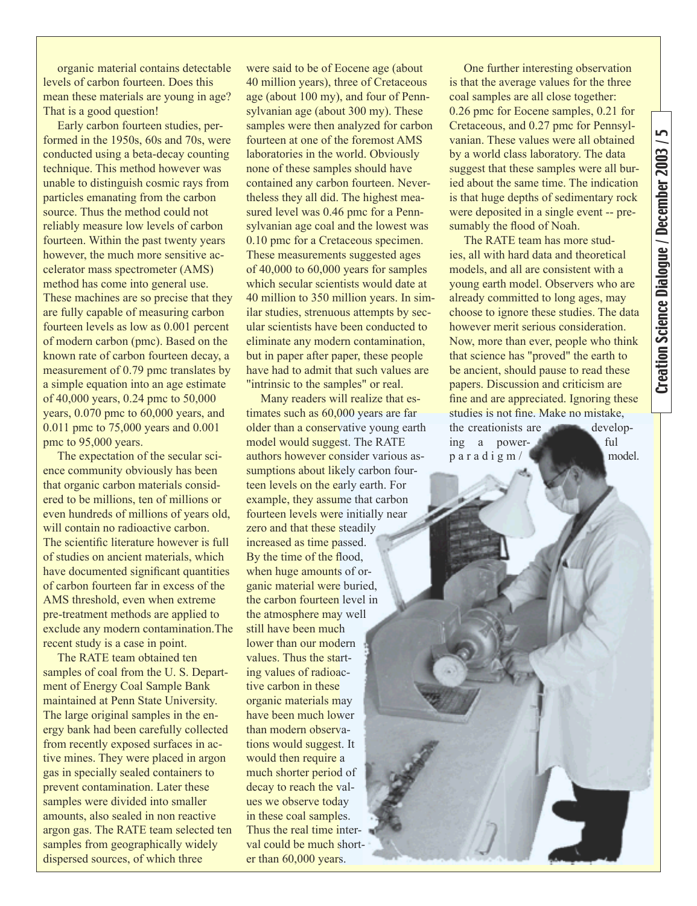organic material contains detectable levels of carbon fourteen. Does this mean these materials are young in age? That is a good question!

Early carbon fourteen studies, performed in the 1950s, 60s and 70s, were conducted using a beta-decay counting technique. This method however was unable to distinguish cosmic rays from particles emanating from the carbon source. Thus the method could not reliably measure low levels of carbon fourteen. Within the past twenty years however, the much more sensitive accelerator mass spectrometer (AMS) method has come into general use. These machines are so precise that they are fully capable of measuring carbon fourteen levels as low as 0.001 percent of modern carbon (pmc). Based on the known rate of carbon fourteen decay, a measurement of 0.79 pmc translates by a simple equation into an age estimate of 40,000 years, 0.24 pmc to 50,000 years, 0.070 pmc to 60,000 years, and 0.011 pmc to 75,000 years and 0.001 pmc to 95,000 years.

The expectation of the secular science community obviously has been that organic carbon materials considered to be millions, ten of millions or even hundreds of millions of years old, will contain no radioactive carbon. The scientific literature however is full of studies on ancient materials, which have documented significant quantities of carbon fourteen far in excess of the AMS threshold, even when extreme pre-treatment methods are applied to exclude any modern contamination.The recent study is a case in point.

The RATE team obtained ten samples of coal from the U. S. Department of Energy Coal Sample Bank maintained at Penn State University. The large original samples in the energy bank had been carefully collected from recently exposed surfaces in active mines. They were placed in argon gas in specially sealed containers to prevent contamination. Later these samples were divided into smaller amounts, also sealed in non reactive argon gas. The RATE team selected ten samples from geographically widely dispersed sources, of which three were said to be of Eocene age (about 40 million years), three of Cretaceous age (about 100 my), and four of Pennsylvanian age (about 300 my). These samples were then analyzed for carbon fourteen at one of the foremost AMS laboratories in the world. Obviously none of these samples should have contained any carbon fourteen. Nevertheless they all did. The highest measured level was 0.46 pmc for a Pennsylvanian age coal and the lowest was 0.10 pmc for a Cretaceous specimen. These measurements suggested ages of 40,000 to 60,000 years for samples which secular scientists would date at 40 million to 350 million years. In similar studies, strenuous attempts by secular scientists have been conducted to eliminate any modern contamination, but in paper after paper, these people have had to admit that such values are "intrinsic to the samples" or real.

Many readers will realize that estimates such as 60,000 years are far older than a conservative young earth model would suggest. The RATE authors however consider various assumptions about likely carbon fourteen levels on the early earth. For example, they assume that carbon fourteen levels were initially near zero and that these steadily increased as time passed. By the time of the flood, when huge amounts of organic material were buried, the carbon fourteen level in the atmosphere may well still have been much lower than our modern values. Thus the starting values of radioactive carbon in these organic materials may have been much lower than modern observations would suggest. It would then require a much shorter period of decay to reach the values we observe today in these coal samples. Thus the real time interval could be much shorter than 60,000 years.

One further interesting observation is that the average values for the three coal samples are all close together: 0.26 pmc for Eocene samples, 0.21 for Cretaceous, and 0.27 pmc for Pennsylvanian. These values were all obtained by a world class laboratory. The data suggest that these samples were all buried about the same time. The indication is that huge depths of sedimentary rock were deposited in a single event -- presumably the flood of Noah.

The RATE team has more studies, all with hard data and theoretical models, and all are consistent with a young earth model. Observers who are already committed to long ages, may choose to ignore these studies. The data however merit serious consideration. Now, more than ever, people who think that science has "proved" the earth to be ancient, should pause to read these papers. Discussion and criticism are fine and are appreciated. Ignoring these studies is not fine. Make no mistake, the creationists are developing a powerful paradigm/model.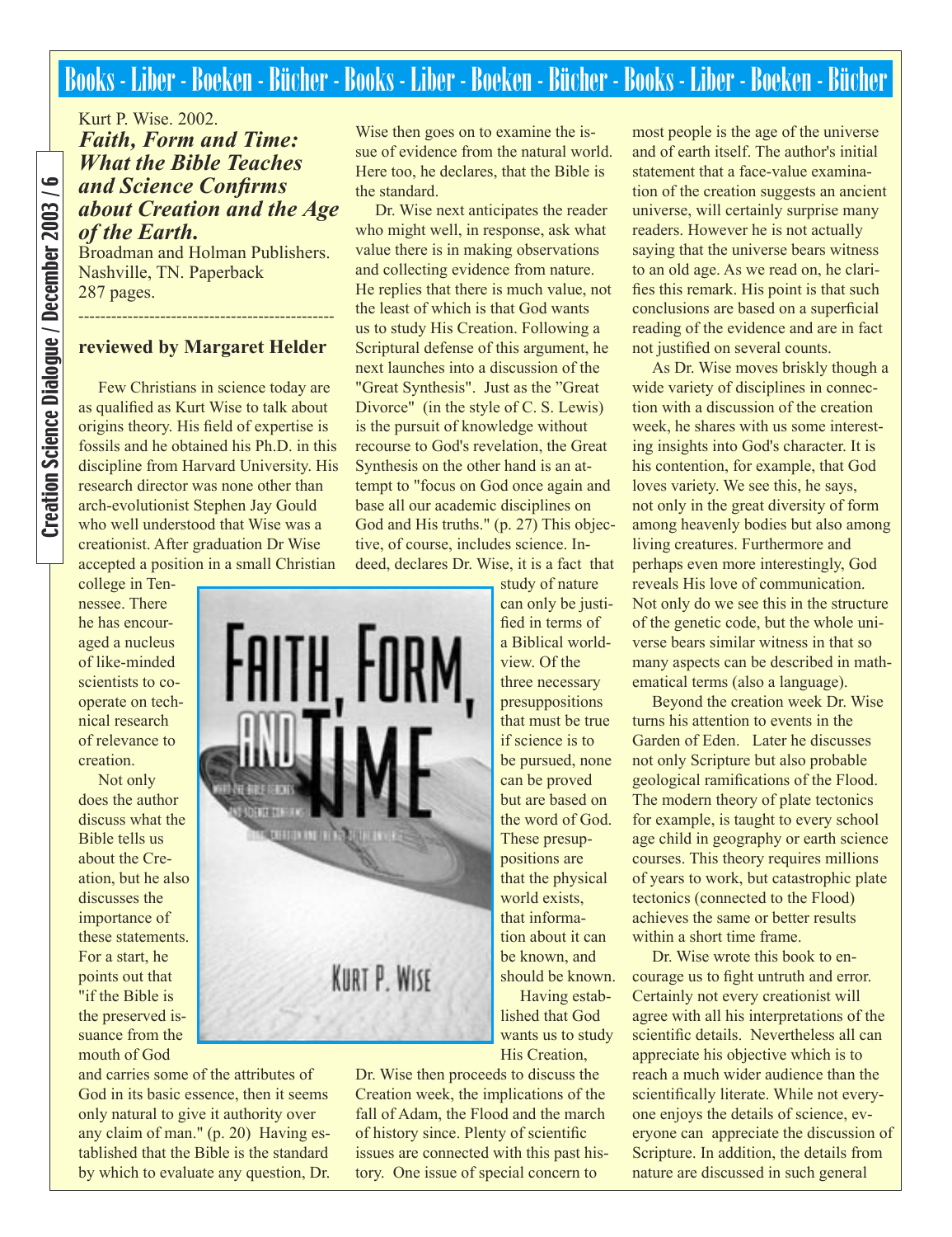# Books - Liber - Boeken - Bücher - Books - Liber - Boeken - Bücher - Books - Liber - Boeken - Bücher

Kurt P. Wise. 2002.
***Faith, Form and Time: What the Bible Teaches and Science Confirms about Creation and the Age of the Earth.***
Broadman and Holman Publishers. Nashville, TN. Paperback 287 pages.

---

**reviewed by Margaret Helder**

Few Christians in science today are as qualified as Kurt Wise to talk about origins theory. His field of expertise is fossils and he obtained his Ph.D. in this discipline from Harvard University. His research director was none other than arch-evolutionist Stephen Jay Gould who well understood that Wise was a creationist. After graduation Dr Wise accepted a position in a small Christian college in Tennessee. There he has encouraged a nucleus of like-minded scientists to co-operate on technical research of relevance to creation.

Not only does the author discuss what the Bible tells us about the Creation, but he also discusses the importance of these statements. For a start, he points out that "if the Bible is the preserved issuance from the mouth of God and carries some of the attributes of God in its basic essence, then it seems only natural to give it authority over any claim of man." (p. 20) Having established that the Bible is the standard by which to evaluate any question, Dr. Wise then goes on to examine the issue of evidence from the natural world. Here too, he declares, that the Bible is the standard.

Dr. Wise next anticipates the reader who might well, in response, ask what value there is in making observations and collecting evidence from nature. He replies that there is much value, not the least of which is that God wants us to study His Creation. Following a Scriptural defense of this argument, he next launches into a discussion of the "Great Synthesis". Just as the "Great Divorce" (in the style of C. S. Lewis) is the pursuit of knowledge without recourse to God's revelation, the Great Synthesis on the other hand is an attempt to "focus on God once again and base all our academic disciplines on God and His truths." (p. 27) This objective, of course, includes science. Indeed, declares Dr. Wise, it is a fact that study of nature can only be justified in terms of a Biblical worldview. Of the three necessary presuppositions that must be true if science is to be pursued, none can be proved but are based on the word of God. These presuppositions are that the physical world exists, that information about it can be known, and should be known.

Having established that God wants us to study His Creation, Dr. Wise then proceeds to discuss the Creation week, the implications of the fall of Adam, the Flood and the march of history since. Plenty of scientific issues are connected with this past history. One issue of special concern to most people is the age of the universe and of earth itself. The author's initial statement that a face-value examination of the creation suggests an ancient universe, will certainly surprise many readers. However he is not actually saying that the universe bears witness to an old age. As we read on, he clarifies this remark. His point is that such conclusions are based on a superficial reading of the evidence and are in fact not justified on several counts.

As Dr. Wise moves briskly though a wide variety of disciplines in connection with a discussion of the creation week, he shares with us some interesting insights into God's character. It is his contention, for example, that God loves variety. We see this, he says, not only in the great diversity of form among heavenly bodies but also among living creatures. Furthermore and perhaps even more interestingly, God reveals His love of communication. Not only do we see this in the structure of the genetic code, but the whole universe bears similar witness in that so many aspects can be described in mathematical terms (also a language).

Beyond the creation week Dr. Wise turns his attention to events in the Garden of Eden. Later he discusses not only Scripture but also probable geological ramifications of the Flood. The modern theory of plate tectonics for example, is taught to every school age child in geography or earth science courses. This theory requires millions of years to work, but catastrophic plate tectonics (connected to the Flood) achieves the same or better results within a short time frame.

Dr. Wise wrote this book to encourage us to fight untruth and error. Certainly not every creationist will agree with all his interpretations of the scientific details. Nevertheless all can appreciate his objective which is to reach a much wider audience than the scientifically literate. While not everyone enjoys the details of science, everyone can appreciate the discussion of Scripture. In addition, the details from nature are discussed in such general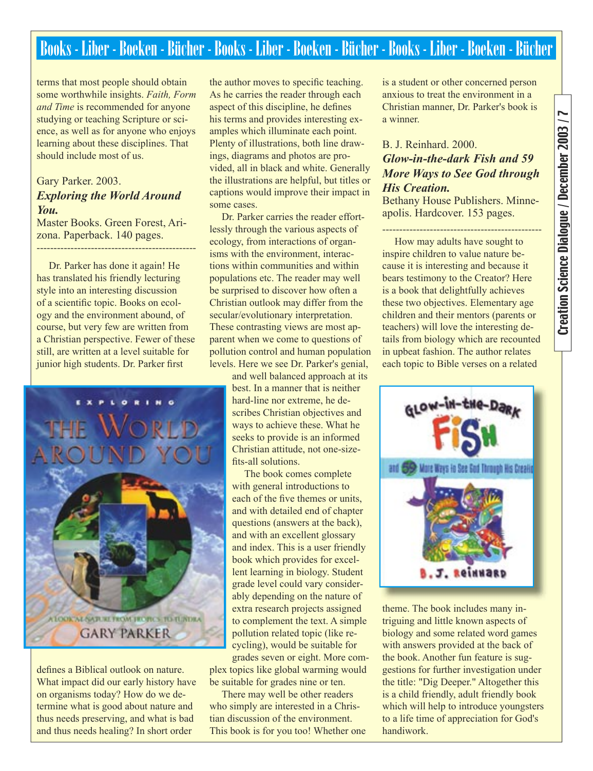# Books - Liber - Boeken - Bücher - Books - Liber - Boeken - Bücher - Books - Liber - Boeken - Bücher

terms that most people should obtain some worthwhile insights. *Faith, Form and Time* is recommended for anyone studying or teaching Scripture or science, as well as for anyone who enjoys learning about these disciplines. That should include most of us.

Gary Parker. 2003.
***Exploring the World Around You.***
Master Books. Green Forest, Arizona. Paperback. 140 pages.

---

Dr. Parker has done it again! He has translated his friendly lecturing style into an interesting discussion of a scientific topic. Books on ecology and the environment abound, of course, but very few are written from a Christian perspective. Fewer of these still, are written at a level suitable for junior high students. Dr. Parker first defines a Biblical outlook on nature. What impact did our early history have on organisms today? How do we determine what is good about nature and thus needs preserving, and what is bad and thus needs healing? In short order the author moves to specific teaching. As he carries the reader through each aspect of this discipline, he defines his terms and provides interesting examples which illuminate each point. Plenty of illustrations, both line drawings, diagrams and photos are provided, all in black and white. Generally the illustrations are helpful, but titles or captions would improve their impact in some cases.

Dr. Parker carries the reader effortlessly through the various aspects of ecology, from interactions of organisms with the environment, interactions within communities and within populations etc. The reader may well be surprised to discover how often a Christian outlook may differ from the secular/evolutionary interpretation. These contrasting views are most apparent when we come to questions of pollution control and human population levels. Here we see Dr. Parker's genial, and well balanced approach at its best. In a manner that is neither hard-line nor extreme, he describes Christian objectives and ways to achieve these. What he seeks to provide is an informed Christian attitude, not one-size-fits-all solutions.

The book comes complete with general introductions to each of the five themes or units, and with detailed end of chapter questions (answers at the back), and with an excellent glossary and index. This is a user friendly book which provides for excellent learning in biology. Student grade level could vary considerably depending on the nature of extra research projects assigned to complement the text. A simple pollution related topic (like recycling), would be suitable for grades seven or eight. More complex topics like global warming would be suitable for grades nine or ten.

There may well be other readers who simply are interested in a Christian discussion of the environment. This book is for you too! Whether one is a student or other concerned person anxious to treat the environment in a Christian manner, Dr. Parker's book is a winner.

B. J. Reinhard. 2000.
***Glow-in-the-dark Fish and 59 More Ways to See God through His Creation.***
Bethany House Publishers. Minneapolis. Hardcover. 153 pages.

---

How may adults have sought to inspire children to value nature because it is interesting and because it bears testimony to the Creator? Here is a book that delightfully achieves these two objectives. Elementary age children and their mentors (parents or teachers) will love the interesting details from biology which are recounted in upbeat fashion. The author relates each topic to Bible verses on a related theme. The book includes many intriguing and little known aspects of biology and some related word games with answers provided at the back of the book. Another fun feature is suggestions for further investigation under the title: "Dig Deeper." Altogether this is a child friendly, adult friendly book which will help to introduce youngsters to a life time of appreciation for God's handiwork.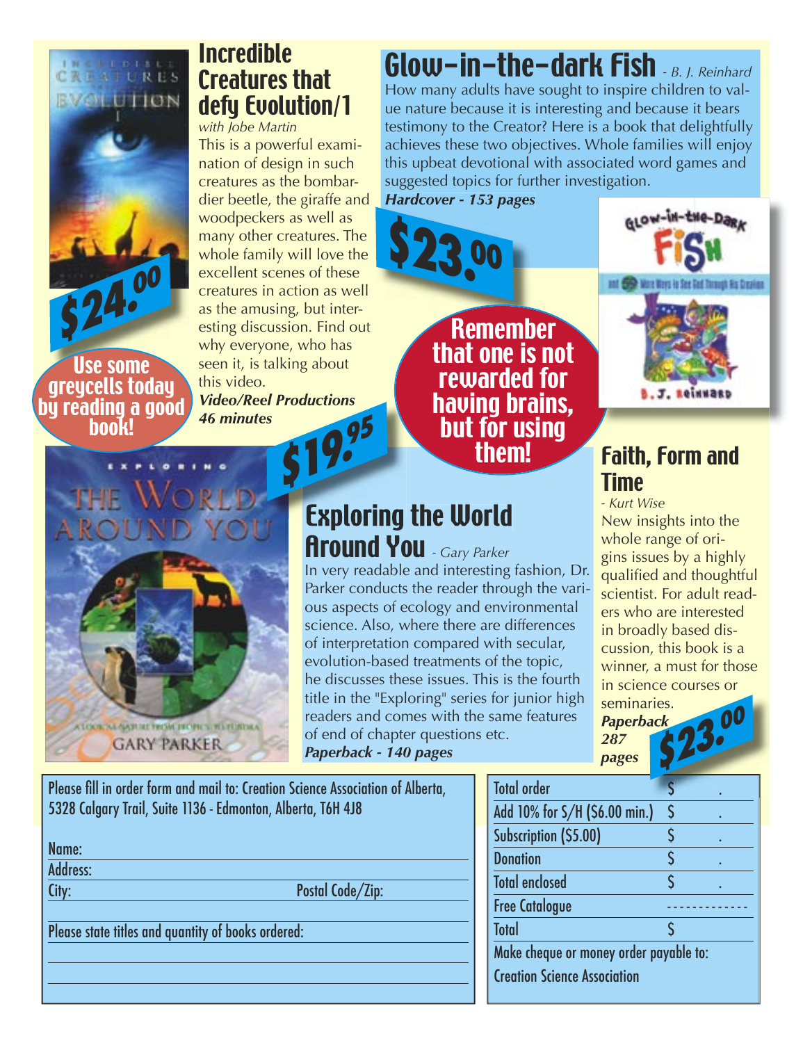## Incredible Creatures that defy Evolution/1

*with Jobe Martin*

This is a powerful examination of design in such creatures as the bombardier beetle, the giraffe and woodpeckers as well as many other creatures. The whole family will love the excellent scenes of these creatures in action as well as the amusing, but interesting discussion. Find out why everyone, who has seen it, is talking about this video.

***Video/Reel Productions***
***46 minutes***

**$24.00**

**Use some greycells today by reading a good book!**

## Glow-in-the-dark Fish *- B. J. Reinhard*

How many adults have sought to inspire children to value nature because it is interesting and because it bears testimony to the Creator? Here is a book that delightfully achieves these two objectives. Whole families will enjoy this upbeat devotional with associated word games and suggested topics for further investigation.

***Hardcover - 153 pages***

**$23.00**

**Remember that one is not rewarded for having brains, but for using them!**

**$19.95**

## Exploring the World Around You *- Gary Parker*

In very readable and interesting fashion, Dr. Parker conducts the reader through the various aspects of ecology and environmental science. Also, where there are differences of interpretation compared with secular, evolution-based treatments of the topic, he discusses these issues. This is the fourth title in the "Exploring" series for junior high readers and comes with the same features of end of chapter questions etc.

***Paperback - 140 pages***

## Faith, Form and Time

*- Kurt Wise*

New insights into the whole range of origins issues by a highly qualified and thoughtful scientist. For adult readers who are interested in broadly based discussion, this book is a winner, a must for those in science courses or seminaries.

***Paperback 287 pages***

**$23.00**

Please fill in order form and mail to: Creation Science Association of Alberta, 5328 Calgary Trail, Suite 1136 - Edmonton, Alberta, T6H 4J8

Name:
Address:
City: Postal Code/Zip:

Please state titles and quantity of books ordered:

| | |
|---|---|
| Total order | $ . |
| Add 10% for S/H ($6.00 min.) | $ . |
| Subscription ($5.00) | $ . |
| Donation | $ . |
| Total enclosed | $ . |
| Free Catalogue | ------------- |
| Total | $ |

Make cheque or money order payable to: Creation Science Association